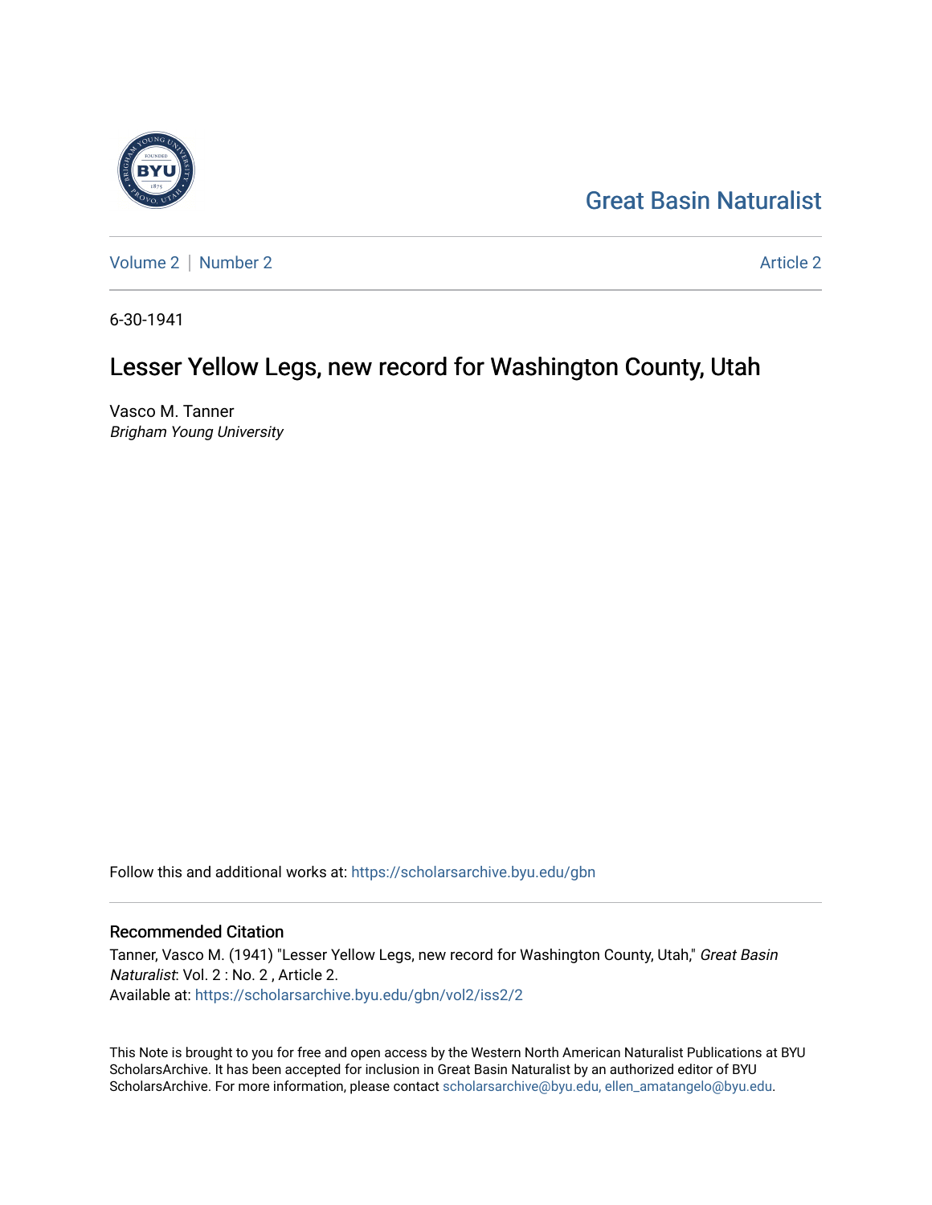Great Basin Naturalist

Volume 2 | Number 2 Article 2

6-30-1941

# Lesser Yellow Legs, new record for Washington County, Utah

Vasco M. Tanner
*Brigham Young University*

Follow this and additional works at: https://scholarsarchive.byu.edu/gbn

## Recommended Citation

Tanner, Vasco M. (1941) "Lesser Yellow Legs, new record for Washington County, Utah," *Great Basin Naturalist*: Vol. 2 : No. 2 , Article 2.
Available at: https://scholarsarchive.byu.edu/gbn/vol2/iss2/2

This Note is brought to you for free and open access by the Western North American Naturalist Publications at BYU ScholarsArchive. It has been accepted for inclusion in Great Basin Naturalist by an authorized editor of BYU ScholarsArchive. For more information, please contact scholarsarchive@byu.edu, ellen_amatangelo@byu.edu.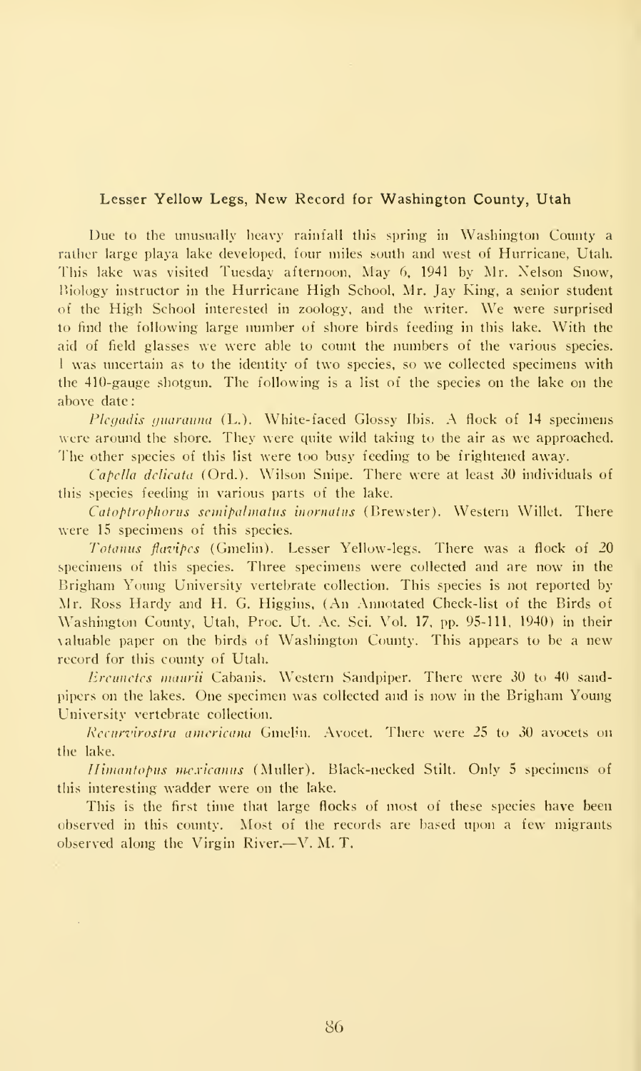## Lesser Yellow Legs, New Record for Washington County, Utah

Due to the unusually heavy rainfall this spring in Washington County a rather large playa lake developed, four miles south and west of Hurricane, Utah. This lake was visited Tuesday afternoon, May 6, 1941 by Mr. Nelson Snow, Biology instructor in the Hurricane High School, Mr. Jay King, a senior student of the High School interested in zoology, and the writer. We were surprised to find the following large number of shore birds feeding in this lake. With the aid of field glasses we were able to count the numbers of the various species. I was uncertain as to the identity of two species, so we collected specimens with the 410-gauge shotgun. The following is a list of the species on the lake on the above date:

*Plegadis guarauna* (L.). White-faced Glossy Ibis. A flock of 14 specimens were around the shore. They were quite wild taking to the air as we approached. The other species of this list were too busy feeding to be frightened away.

*Capella delicata* (Ord.). Wilson Snipe. There were at least 30 individuals of this species feeding in various parts of the lake.

*Catoptrophorus semipalmatus inornatus* (Brewster). Western Willet. There were 15 specimens of this species.

*Totanus flavipes* (Gmelin). Lesser Yellow-legs. There was a flock of 20 specimens of this species. Three specimens were collected and are now in the Brigham Young University vertebrate collection. This species is not reported by Mr. Ross Hardy and H. G. Higgins, (An Annotated Check-list of the Birds of Washington County, Utah, Proc. Ut. Ac. Sci. Vol. 17, pp. 95-111, 1940) in their valuable paper on the birds of Washington County. This appears to be a new record for this county of Utah.

*Ereunetes mauri* Cabanis. Western Sandpiper. There were 30 to 40 sandpipers on the lakes. One specimen was collected and is now in the Brigham Young University vertebrate collection.

*Recurvirostra americana* Gmelin. Avocet. There were 25 to 30 avocets on the lake.

*Himantopus mexicanus* (Muller). Black-necked Stilt. Only 5 specimens of this interesting wadder were on the lake.

This is the first time that large flocks of most of these species have been observed in this county. Most of the records are based upon a few migrants observed along the Virgin River.—V. M. T.